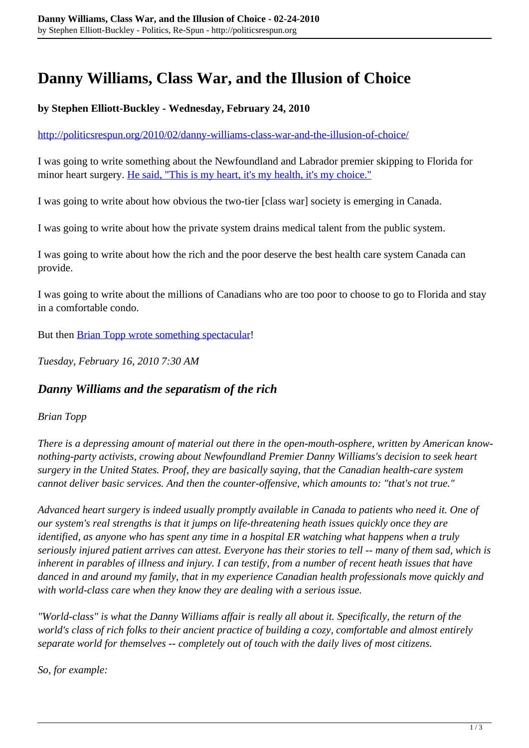# Danny Williams, Class War, and the Illusion of Choice

**by Stephen Elliott-Buckley - Wednesday, February 24, 2010**

http://politicsrespun.org/2010/02/danny-williams-class-war-and-the-illusion-of-choice/

I was going to write something about the Newfoundland and Labrador premier skipping to Florida for minor heart surgery. He said, "This is my heart, it's my health, it's my choice."

I was going to write about how obvious the two-tier [class war] society is emerging in Canada.

I was going to write about how the private system drains medical talent from the public system.

I was going to write about how the rich and the poor deserve the best health care system Canada can provide.

I was going to write about the millions of Canadians who are too poor to choose to go to Florida and stay in a comfortable condo.

But then Brian Topp wrote something spectacular!

*Tuesday, February 16, 2010 7:30 AM*

### *Danny Williams and the separatism of the rich*

*Brian Topp*

*There is a depressing amount of material out there in the open-mouth-osphere, written by American know-nothing-party activists, crowing about Newfoundland Premier Danny Williams's decision to seek heart surgery in the United States. Proof, they are basically saying, that the Canadian health-care system cannot deliver basic services. And then the counter-offensive, which amounts to: "that's not true."*

*Advanced heart surgery is indeed usually promptly available in Canada to patients who need it. One of our system's real strengths is that it jumps on life-threatening heath issues quickly once they are identified, as anyone who has spent any time in a hospital ER watching what happens when a truly seriously injured patient arrives can attest. Everyone has their stories to tell -- many of them sad, which is inherent in parables of illness and injury. I can testify, from a number of recent heath issues that have danced in and around my family, that in my experience Canadian health professionals move quickly and with world-class care when they know they are dealing with a serious issue.*

*"World-class" is what the Danny Williams affair is really all about it. Specifically, the return of the world's class of rich folks to their ancient practice of building a cozy, comfortable and almost entirely separate world for themselves -- completely out of touch with the daily lives of most citizens.*

*So, for example:*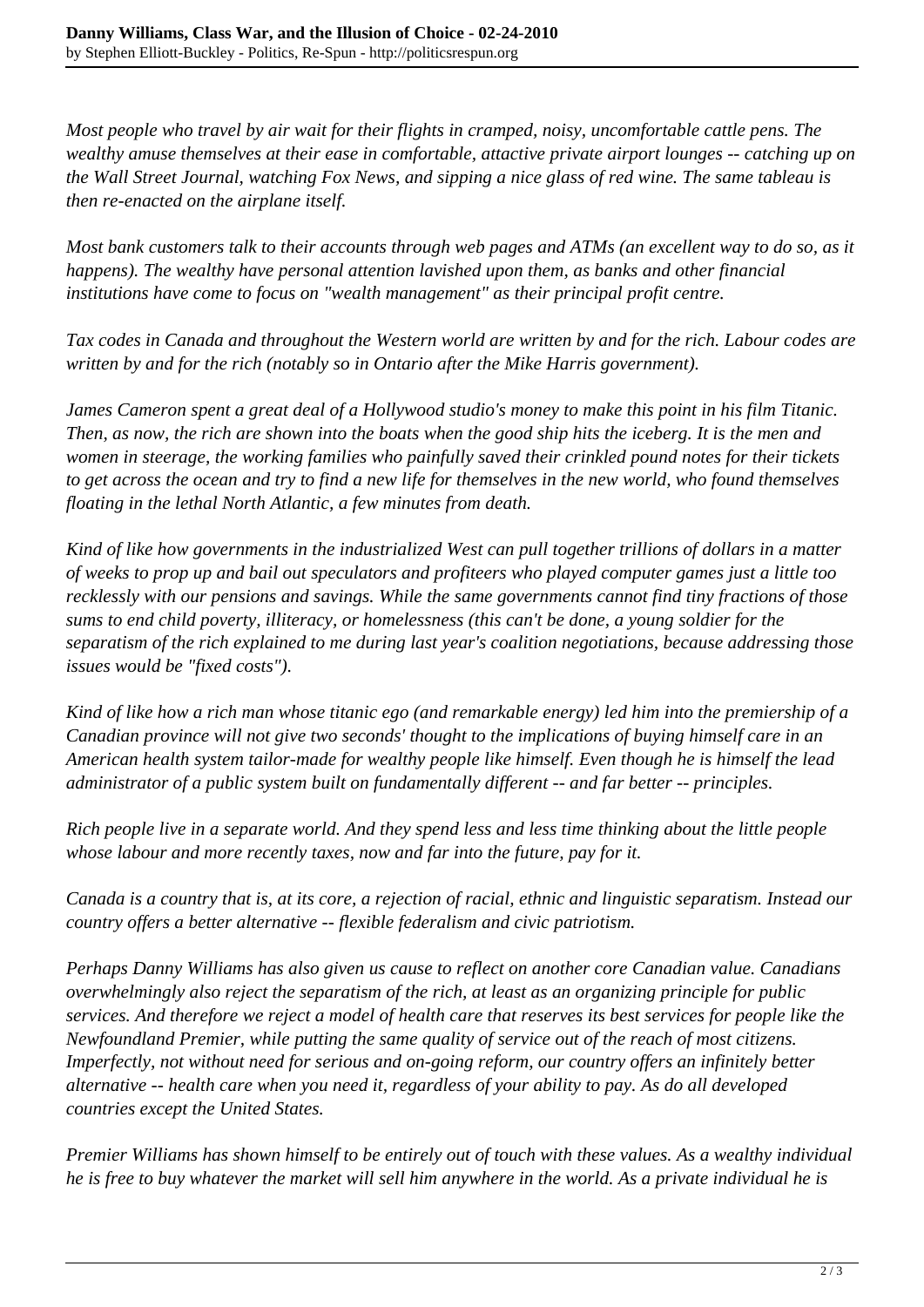*Most people who travel by air wait for their flights in cramped, noisy, uncomfortable cattle pens. The wealthy amuse themselves at their ease in comfortable, attactive private airport lounges -- catching up on the Wall Street Journal, watching Fox News, and sipping a nice glass of red wine. The same tableau is then re-enacted on the airplane itself.*

*Most bank customers talk to their accounts through web pages and ATMs (an excellent way to do so, as it happens). The wealthy have personal attention lavished upon them, as banks and other financial institutions have come to focus on "wealth management" as their principal profit centre.*

*Tax codes in Canada and throughout the Western world are written by and for the rich. Labour codes are written by and for the rich (notably so in Ontario after the Mike Harris government).*

*James Cameron spent a great deal of a Hollywood studio's money to make this point in his film Titanic. Then, as now, the rich are shown into the boats when the good ship hits the iceberg. It is the men and women in steerage, the working families who painfully saved their crinkled pound notes for their tickets to get across the ocean and try to find a new life for themselves in the new world, who found themselves floating in the lethal North Atlantic, a few minutes from death.*

*Kind of like how governments in the industrialized West can pull together trillions of dollars in a matter of weeks to prop up and bail out speculators and profiteers who played computer games just a little too recklessly with our pensions and savings. While the same governments cannot find tiny fractions of those sums to end child poverty, illiteracy, or homelessness (this can't be done, a young soldier for the separatism of the rich explained to me during last year's coalition negotiations, because addressing those issues would be "fixed costs").*

*Kind of like how a rich man whose titanic ego (and remarkable energy) led him into the premiership of a Canadian province will not give two seconds' thought to the implications of buying himself care in an American health system tailor-made for wealthy people like himself. Even though he is himself the lead administrator of a public system built on fundamentally different -- and far better -- principles.*

*Rich people live in a separate world. And they spend less and less time thinking about the little people whose labour and more recently taxes, now and far into the future, pay for it.*

*Canada is a country that is, at its core, a rejection of racial, ethnic and linguistic separatism. Instead our country offers a better alternative -- flexible federalism and civic patriotism.*

*Perhaps Danny Williams has also given us cause to reflect on another core Canadian value. Canadians overwhelmingly also reject the separatism of the rich, at least as an organizing principle for public services. And therefore we reject a model of health care that reserves its best services for people like the Newfoundland Premier, while putting the same quality of service out of the reach of most citizens. Imperfectly, not without need for serious and on-going reform, our country offers an infinitely better alternative -- health care when you need it, regardless of your ability to pay. As do all developed countries except the United States.*

*Premier Williams has shown himself to be entirely out of touch with these values. As a wealthy individual he is free to buy whatever the market will sell him anywhere in the world. As a private individual he is*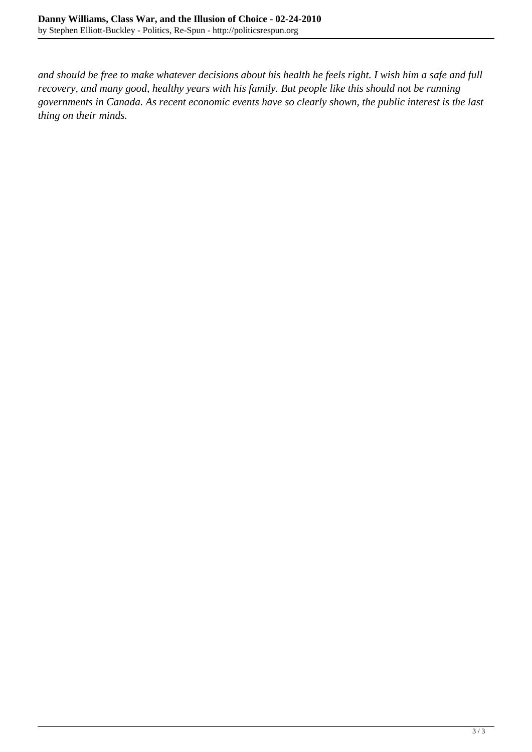*and should be free to make whatever decisions about his health he feels right. I wish him a safe and full recovery, and many good, healthy years with his family. But people like this should not be running governments in Canada. As recent economic events have so clearly shown, the public interest is the last thing on their minds.*